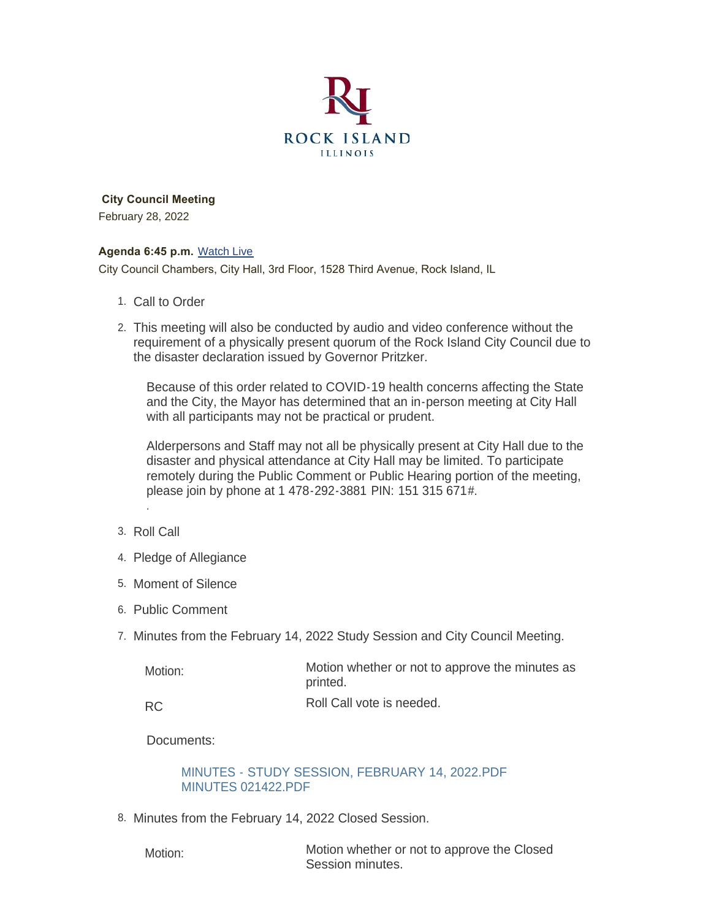ROCK ISLAND
ILLINOIS

**City Council Meeting**

February 28, 2022

**Agenda 6:45 p.m.** Watch Live

City Council Chambers, City Hall, 3rd Floor, 1528 Third Avenue, Rock Island, IL

1. Call to Order
2. This meeting will also be conducted by audio and video conference without the requirement of a physically present quorum of the Rock Island City Council due to the disaster declaration issued by Governor Pritzker.

   Because of this order related to COVID-19 health concerns affecting the State and the City, the Mayor has determined that an in-person meeting at City Hall with all participants may not be practical or prudent.

   Alderpersons and Staff may not all be physically present at City Hall due to the disaster and physical attendance at City Hall may be limited. To participate remotely during the Public Comment or Public Hearing portion of the meeting, please join by phone at 1 478-292-3881 PIN: 151 315 671#.

   .
3. Roll Call
4. Pledge of Allegiance
5. Moment of Silence
6. Public Comment
7. Minutes from the February 14, 2022 Study Session and City Council Meeting.

   | | |
   |---|---|
   | Motion: | Motion whether or not to approve the minutes as printed. |
   | RC | Roll Call vote is needed. |

   Documents:

   MINUTES - STUDY SESSION, FEBRUARY 14, 2022.PDF
   MINUTES 021422.PDF
8. Minutes from the February 14, 2022 Closed Session.

   | | |
   |---|---|
   | Motion: | Motion whether or not to approve the Closed Session minutes. |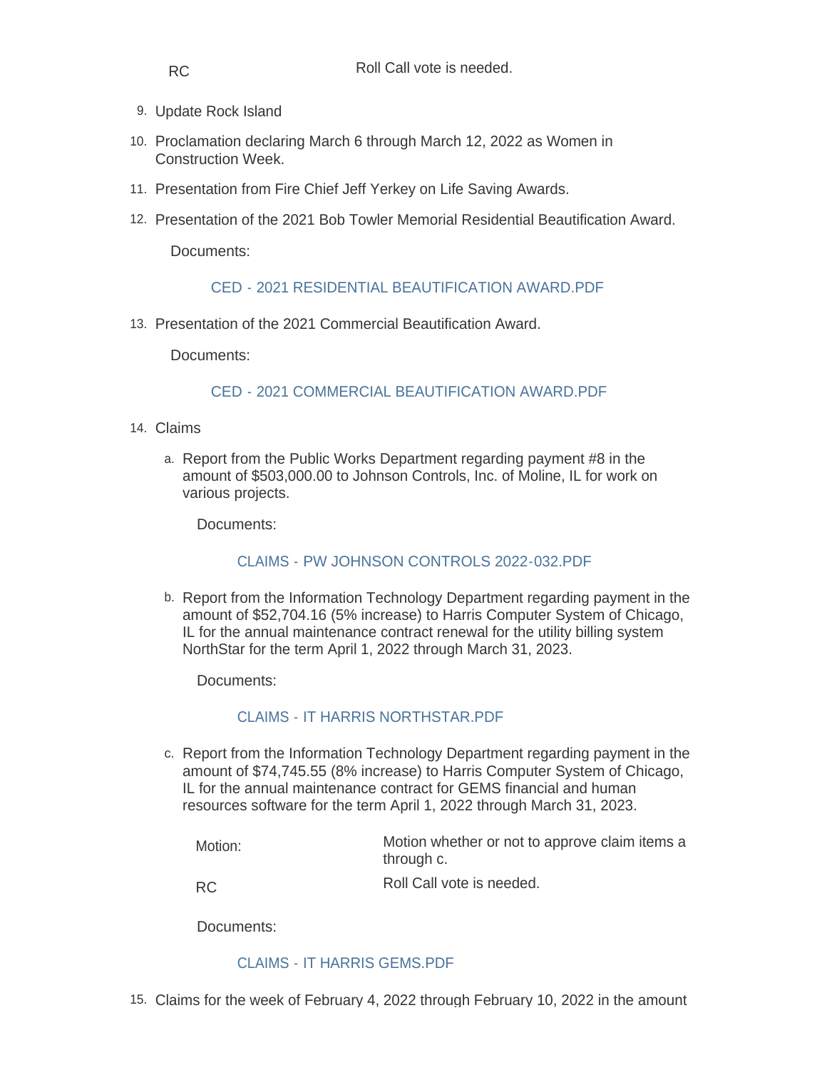RC | Roll Call vote is needed.

9. Update Rock Island

10. Proclamation declaring March 6 through March 12, 2022 as Women in Construction Week.

11. Presentation from Fire Chief Jeff Yerkey on Life Saving Awards.

12. Presentation of the 2021 Bob Towler Memorial Residential Beautification Award.

    Documents:

    CED - 2021 RESIDENTIAL BEAUTIFICATION AWARD.PDF

13. Presentation of the 2021 Commercial Beautification Award.

    Documents:

    CED - 2021 COMMERCIAL BEAUTIFICATION AWARD.PDF

14. Claims

    a. Report from the Public Works Department regarding payment #8 in the amount of $503,000.00 to Johnson Controls, Inc. of Moline, IL for work on various projects.

       Documents:

       CLAIMS - PW JOHNSON CONTROLS 2022-032.PDF

    b. Report from the Information Technology Department regarding payment in the amount of $52,704.16 (5% increase) to Harris Computer System of Chicago, IL for the annual maintenance contract renewal for the utility billing system NorthStar for the term April 1, 2022 through March 31, 2023.

       Documents:

       CLAIMS - IT HARRIS NORTHSTAR.PDF

    c. Report from the Information Technology Department regarding payment in the amount of $74,745.55 (8% increase) to Harris Computer System of Chicago, IL for the annual maintenance contract for GEMS financial and human resources software for the term April 1, 2022 through March 31, 2023.

       Motion: Motion whether or not to approve claim items a through c.

       RC: Roll Call vote is needed.

       Documents:

       CLAIMS - IT HARRIS GEMS.PDF

15. Claims for the week of February 4, 2022 through February 10, 2022 in the amount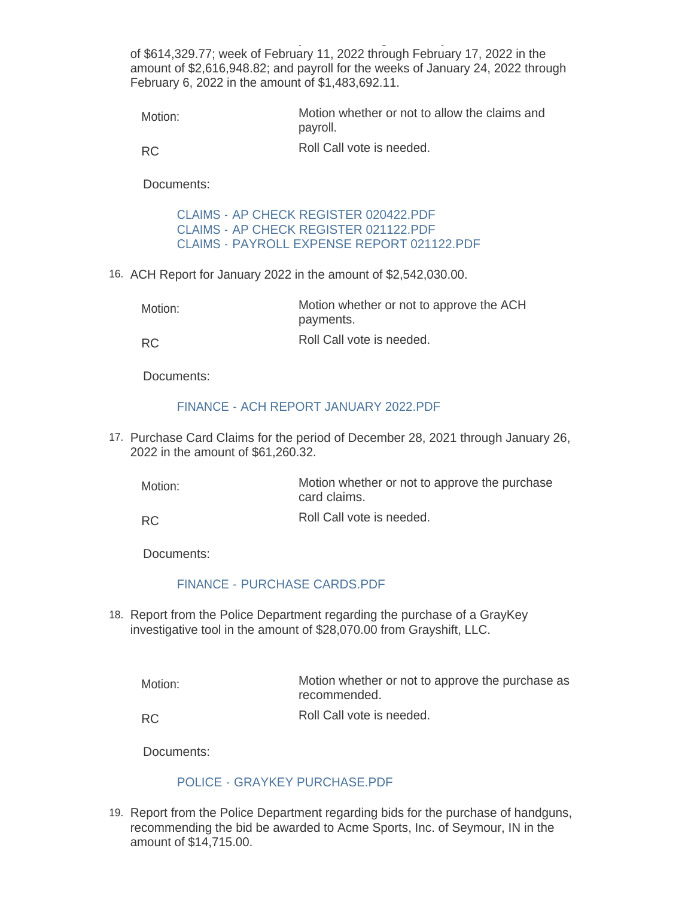of $614,329.77; week of February 11, 2022 through February 17, 2022 in the amount of $2,616,948.82; and payroll for the weeks of January 24, 2022 through February 6, 2022 in the amount of $1,483,692.11.

| | |
|---|---|
| Motion: | Motion whether or not to allow the claims and payroll. |
| RC | Roll Call vote is needed. |

Documents:

CLAIMS - AP CHECK REGISTER 020422.PDF
CLAIMS - AP CHECK REGISTER 021122.PDF
CLAIMS - PAYROLL EXPENSE REPORT 021122.PDF

16. ACH Report for January 2022 in the amount of $2,542,030.00.

| | |
|---|---|
| Motion: | Motion whether or not to approve the ACH payments. |
| RC | Roll Call vote is needed. |

Documents:

FINANCE - ACH REPORT JANUARY 2022.PDF

17. Purchase Card Claims for the period of December 28, 2021 through January 26, 2022 in the amount of $61,260.32.

| | |
|---|---|
| Motion: | Motion whether or not to approve the purchase card claims. |
| RC | Roll Call vote is needed. |

Documents:

FINANCE - PURCHASE CARDS.PDF

18. Report from the Police Department regarding the purchase of a GrayKey investigative tool in the amount of $28,070.00 from Grayshift, LLC.

| | |
|---|---|
| Motion: | Motion whether or not to approve the purchase as recommended. |
| RC | Roll Call vote is needed. |

Documents:

POLICE - GRAYKEY PURCHASE.PDF

19. Report from the Police Department regarding bids for the purchase of handguns, recommending the bid be awarded to Acme Sports, Inc. of Seymour, IN in the amount of $14,715.00.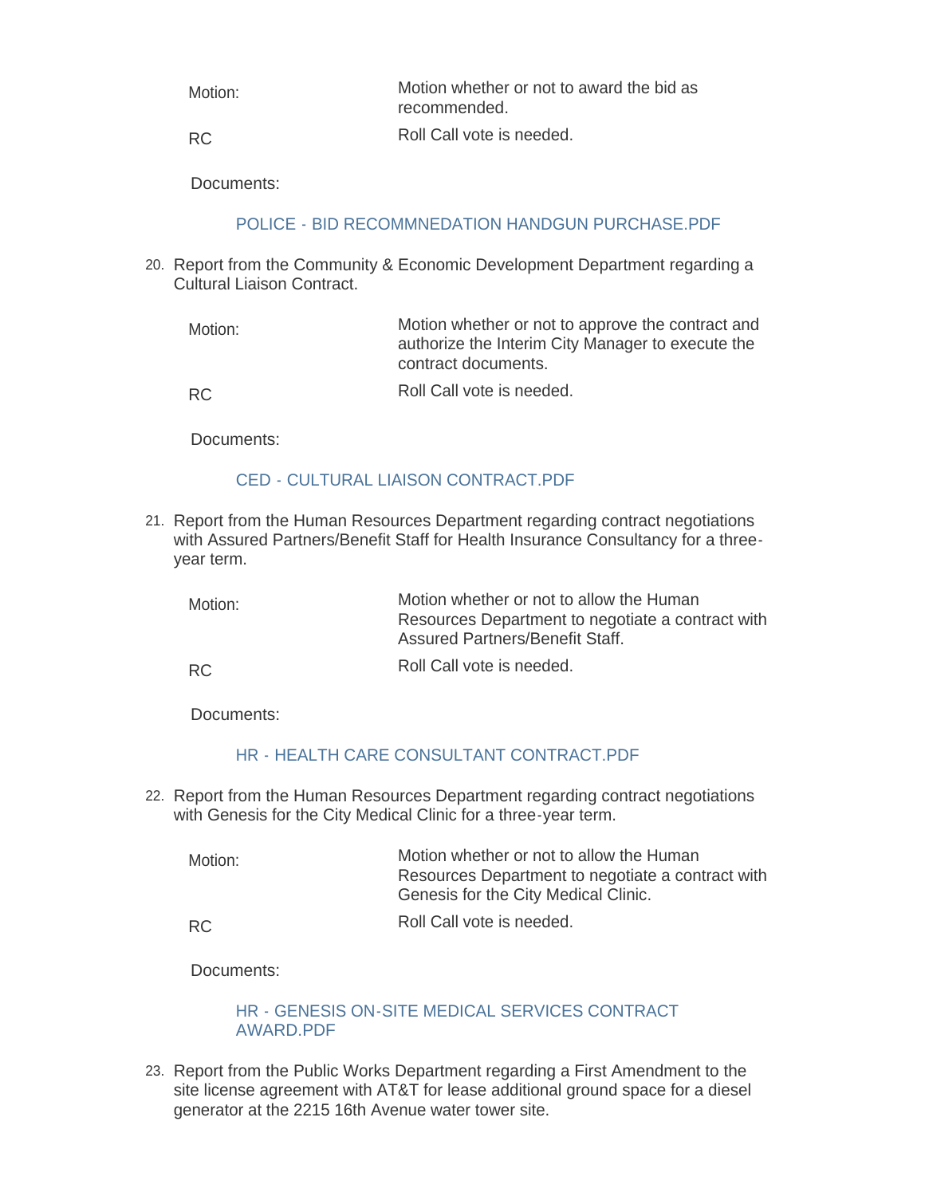Motion: Motion whether or not to award the bid as recommended.

RC Roll Call vote is needed.

Documents:

POLICE - BID RECOMMNEDATION HANDGUN PURCHASE.PDF

20. Report from the Community & Economic Development Department regarding a Cultural Liaison Contract.

Motion: Motion whether or not to approve the contract and authorize the Interim City Manager to execute the contract documents.

RC Roll Call vote is needed.

Documents:

CED - CULTURAL LIAISON CONTRACT.PDF

21. Report from the Human Resources Department regarding contract negotiations with Assured Partners/Benefit Staff for Health Insurance Consultancy for a three-year term.

Motion: Motion whether or not to allow the Human Resources Department to negotiate a contract with Assured Partners/Benefit Staff.

RC Roll Call vote is needed.

Documents:

HR - HEALTH CARE CONSULTANT CONTRACT.PDF

22. Report from the Human Resources Department regarding contract negotiations with Genesis for the City Medical Clinic for a three-year term.

Motion: Motion whether or not to allow the Human Resources Department to negotiate a contract with Genesis for the City Medical Clinic.

RC Roll Call vote is needed.

Documents:

HR - GENESIS ON-SITE MEDICAL SERVICES CONTRACT AWARD.PDF

23. Report from the Public Works Department regarding a First Amendment to the site license agreement with AT&T for lease additional ground space for a diesel generator at the 2215 16th Avenue water tower site.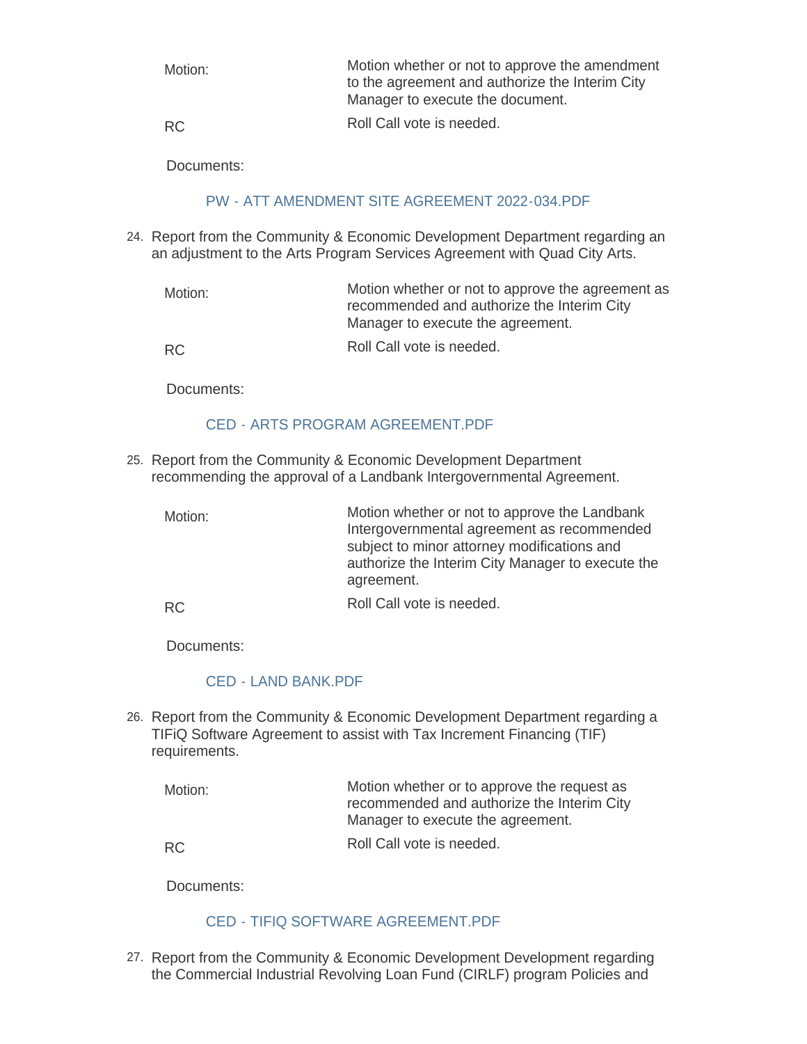Motion: Motion whether or not to approve the amendment to the agreement and authorize the Interim City Manager to execute the document.

RC Roll Call vote is needed.

Documents:

PW - ATT AMENDMENT SITE AGREEMENT 2022-034.PDF

24. Report from the Community & Economic Development Department regarding an an adjustment to the Arts Program Services Agreement with Quad City Arts.

    Motion: Motion whether or not to approve the agreement as recommended and authorize the Interim City Manager to execute the agreement.

    RC Roll Call vote is needed.

    Documents:

    CED - ARTS PROGRAM AGREEMENT.PDF

25. Report from the Community & Economic Development Department recommending the approval of a Landbank Intergovernmental Agreement.

    Motion: Motion whether or not to approve the Landbank Intergovernmental agreement as recommended subject to minor attorney modifications and authorize the Interim City Manager to execute the agreement.

    RC Roll Call vote is needed.

    Documents:

    CED - LAND BANK.PDF

26. Report from the Community & Economic Development Department regarding a TIFiQ Software Agreement to assist with Tax Increment Financing (TIF) requirements.

    Motion: Motion whether or to approve the request as recommended and authorize the Interim City Manager to execute the agreement.

    RC Roll Call vote is needed.

    Documents:

    CED - TIFIQ SOFTWARE AGREEMENT.PDF

27. Report from the Community & Economic Development Development regarding the Commercial Industrial Revolving Loan Fund (CIRLF) program Policies and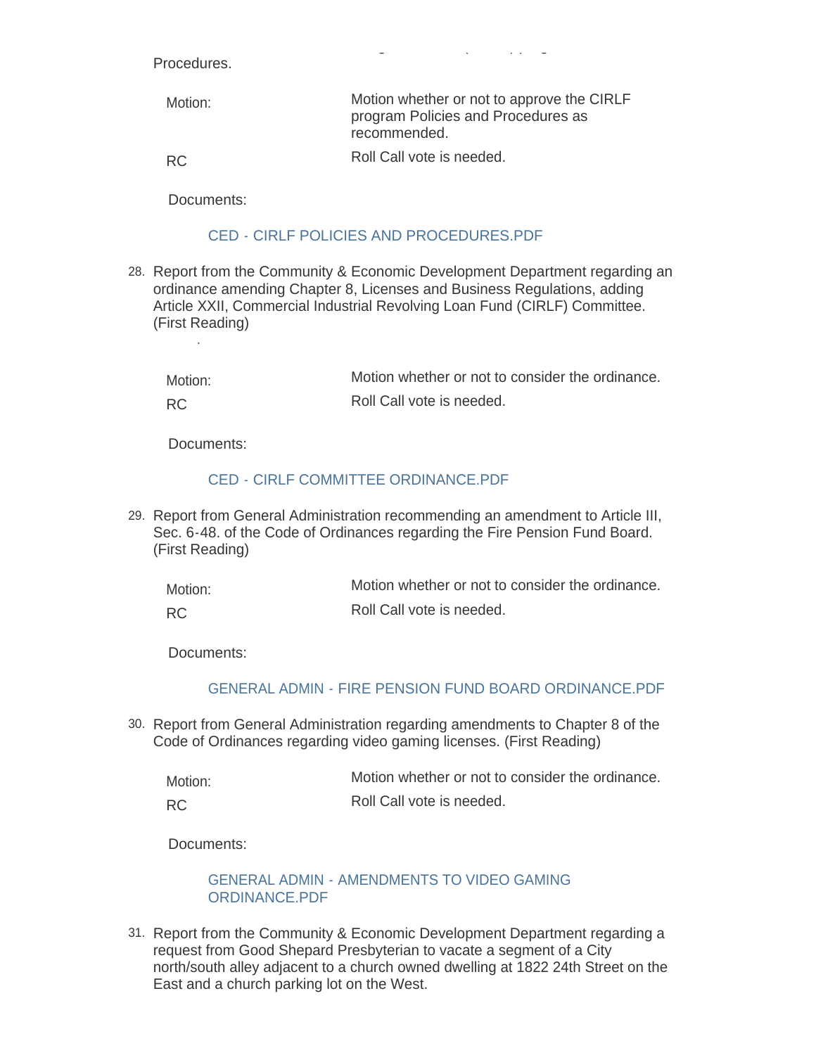Procedures.

| Motion: | Motion whether or not to approve the CIRLF program Policies and Procedures as recommended. |
| --- | --- |
| RC | Roll Call vote is needed. |

Documents:

CED - CIRLF POLICIES AND PROCEDURES.PDF

28. Report from the Community & Economic Development Department regarding an ordinance amending Chapter 8, Licenses and Business Regulations, adding Article XXII, Commercial Industrial Revolving Loan Fund (CIRLF) Committee. (First Reading)

| Motion: | Motion whether or not to consider the ordinance. |
| --- | --- |
| RC | Roll Call vote is needed. |

Documents:

CED - CIRLF COMMITTEE ORDINANCE.PDF

29. Report from General Administration recommending an amendment to Article III, Sec. 6-48. of the Code of Ordinances regarding the Fire Pension Fund Board. (First Reading)

| Motion: | Motion whether or not to consider the ordinance. |
| --- | --- |
| RC | Roll Call vote is needed. |

Documents:

GENERAL ADMIN - FIRE PENSION FUND BOARD ORDINANCE.PDF

30. Report from General Administration regarding amendments to Chapter 8 of the Code of Ordinances regarding video gaming licenses. (First Reading)

| Motion: | Motion whether or not to consider the ordinance. |
| --- | --- |
| RC | Roll Call vote is needed. |

Documents:

GENERAL ADMIN - AMENDMENTS TO VIDEO GAMING ORDINANCE.PDF

31. Report from the Community & Economic Development Department regarding a request from Good Shepard Presbyterian to vacate a segment of a City north/south alley adjacent to a church owned dwelling at 1822 24th Street on the East and a church parking lot on the West.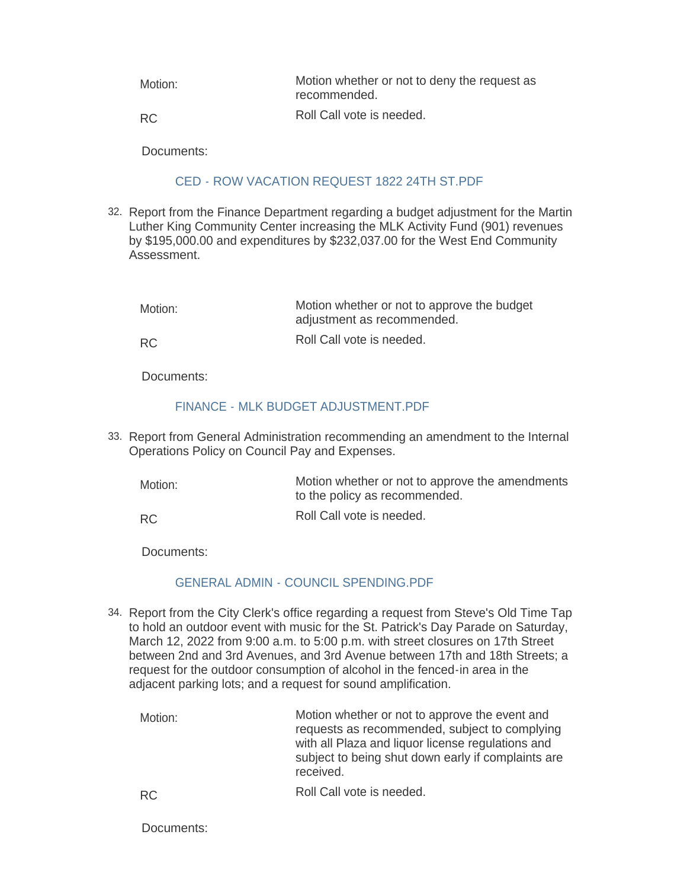Motion: Motion whether or not to deny the request as recommended.

RC Roll Call vote is needed.

Documents:

CED - ROW VACATION REQUEST 1822 24TH ST.PDF

32. Report from the Finance Department regarding a budget adjustment for the Martin Luther King Community Center increasing the MLK Activity Fund (901) revenues by $195,000.00 and expenditures by $232,037.00 for the West End Community Assessment.

Motion: Motion whether or not to approve the budget adjustment as recommended.

RC Roll Call vote is needed.

Documents:

FINANCE - MLK BUDGET ADJUSTMENT.PDF

33. Report from General Administration recommending an amendment to the Internal Operations Policy on Council Pay and Expenses.

Motion: Motion whether or not to approve the amendments to the policy as recommended.

RC Roll Call vote is needed.

Documents:

GENERAL ADMIN - COUNCIL SPENDING.PDF

34. Report from the City Clerk's office regarding a request from Steve's Old Time Tap to hold an outdoor event with music for the St. Patrick's Day Parade on Saturday, March 12, 2022 from 9:00 a.m. to 5:00 p.m. with street closures on 17th Street between 2nd and 3rd Avenues, and 3rd Avenue between 17th and 18th Streets; a request for the outdoor consumption of alcohol in the fenced-in area in the adjacent parking lots; and a request for sound amplification.

Motion: Motion whether or not to approve the event and requests as recommended, subject to complying with all Plaza and liquor license regulations and subject to being shut down early if complaints are received.

RC Roll Call vote is needed.

Documents: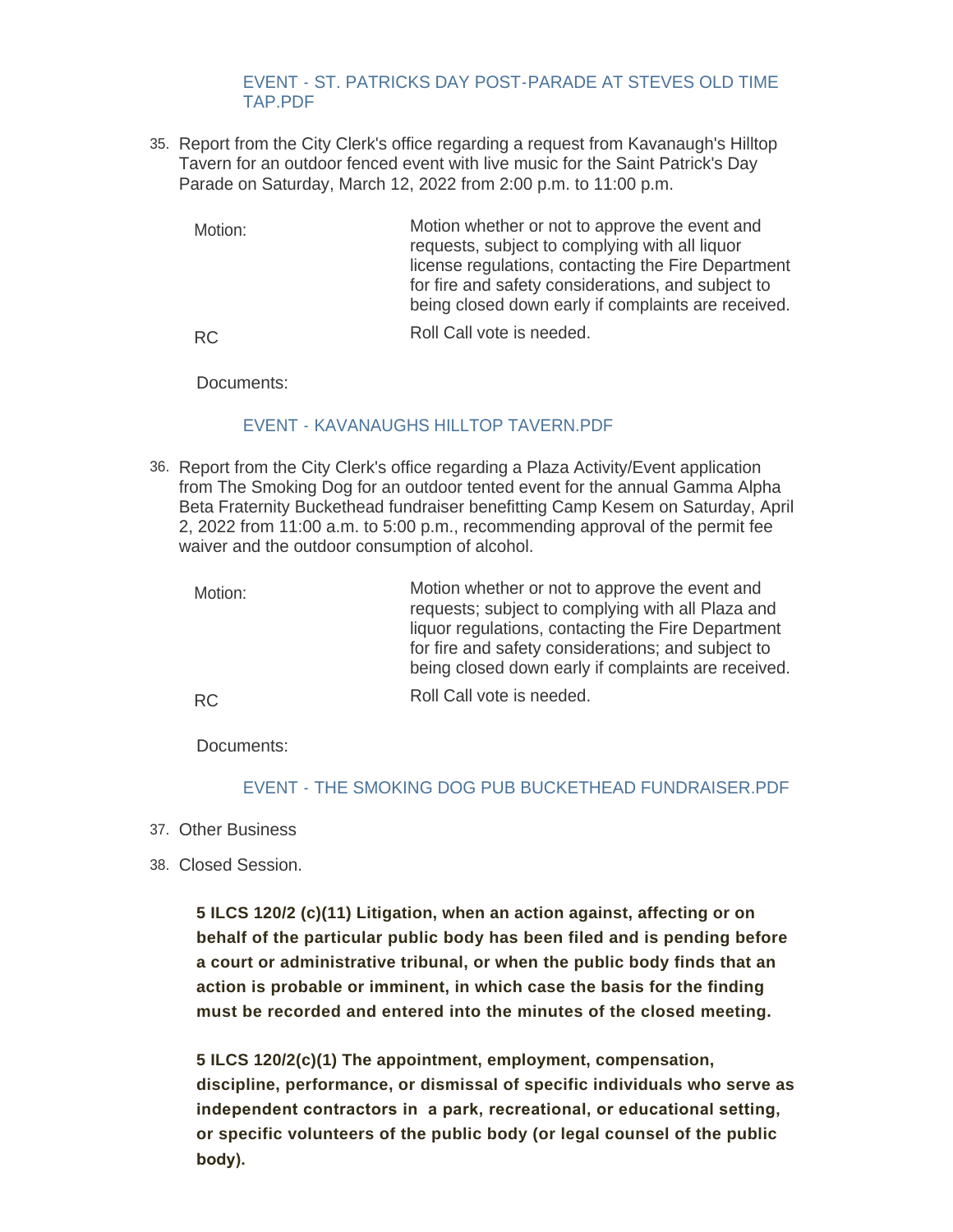EVENT - ST. PATRICKS DAY POST-PARADE AT STEVES OLD TIME TAP.PDF

35. Report from the City Clerk's office regarding a request from Kavanaugh's Hilltop Tavern for an outdoor fenced event with live music for the Saint Patrick's Day Parade on Saturday, March 12, 2022 from 2:00 p.m. to 11:00 p.m.

| | |
|---|---|
| Motion: | Motion whether or not to approve the event and requests, subject to complying with all liquor license regulations, contacting the Fire Department for fire and safety considerations, and subject to being closed down early if complaints are received. |
| RC | Roll Call vote is needed. |

Documents:

EVENT - KAVANAUGHS HILLTOP TAVERN.PDF

36. Report from the City Clerk's office regarding a Plaza Activity/Event application from The Smoking Dog for an outdoor tented event for the annual Gamma Alpha Beta Fraternity Buckethead fundraiser benefitting Camp Kesem on Saturday, April 2, 2022 from 11:00 a.m. to 5:00 p.m., recommending approval of the permit fee waiver and the outdoor consumption of alcohol.

| | |
|---|---|
| Motion: | Motion whether or not to approve the event and requests; subject to complying with all Plaza and liquor regulations, contacting the Fire Department for fire and safety considerations; and subject to being closed down early if complaints are received. |
| RC | Roll Call vote is needed. |

Documents:

EVENT - THE SMOKING DOG PUB BUCKETHEAD FUNDRAISER.PDF

37. Other Business

38. Closed Session.

**5 ILCS 120/2 (c)(11) Litigation, when an action against, affecting or on behalf of the particular public body has been filed and is pending before a court or administrative tribunal, or when the public body finds that an action is probable or imminent, in which case the basis for the finding must be recorded and entered into the minutes of the closed meeting.**

**5 ILCS 120/2(c)(1) The appointment, employment, compensation, discipline, performance, or dismissal of specific individuals who serve as independent contractors in a park, recreational, or educational setting, or specific volunteers of the public body (or legal counsel of the public body).**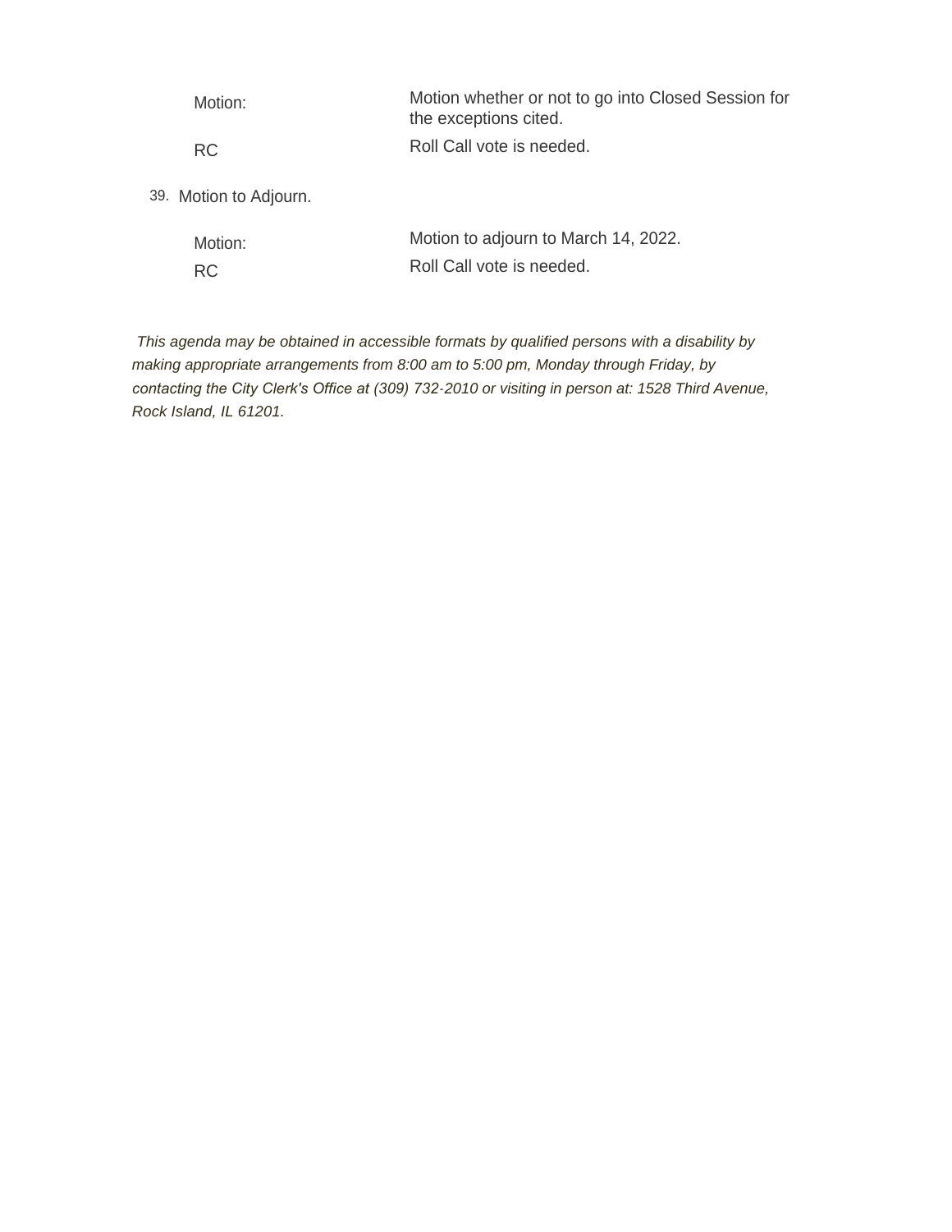Motion: Motion whether or not to go into Closed Session for the exceptions cited.

RC Roll Call vote is needed.

39. Motion to Adjourn.

Motion: Motion to adjourn to March 14, 2022.

RC Roll Call vote is needed.

*This agenda may be obtained in accessible formats by qualified persons with a disability by making appropriate arrangements from 8:00 am to 5:00 pm, Monday through Friday, by contacting the City Clerk's Office at (309) 732-2010 or visiting in person at: 1528 Third Avenue, Rock Island, IL 61201.*